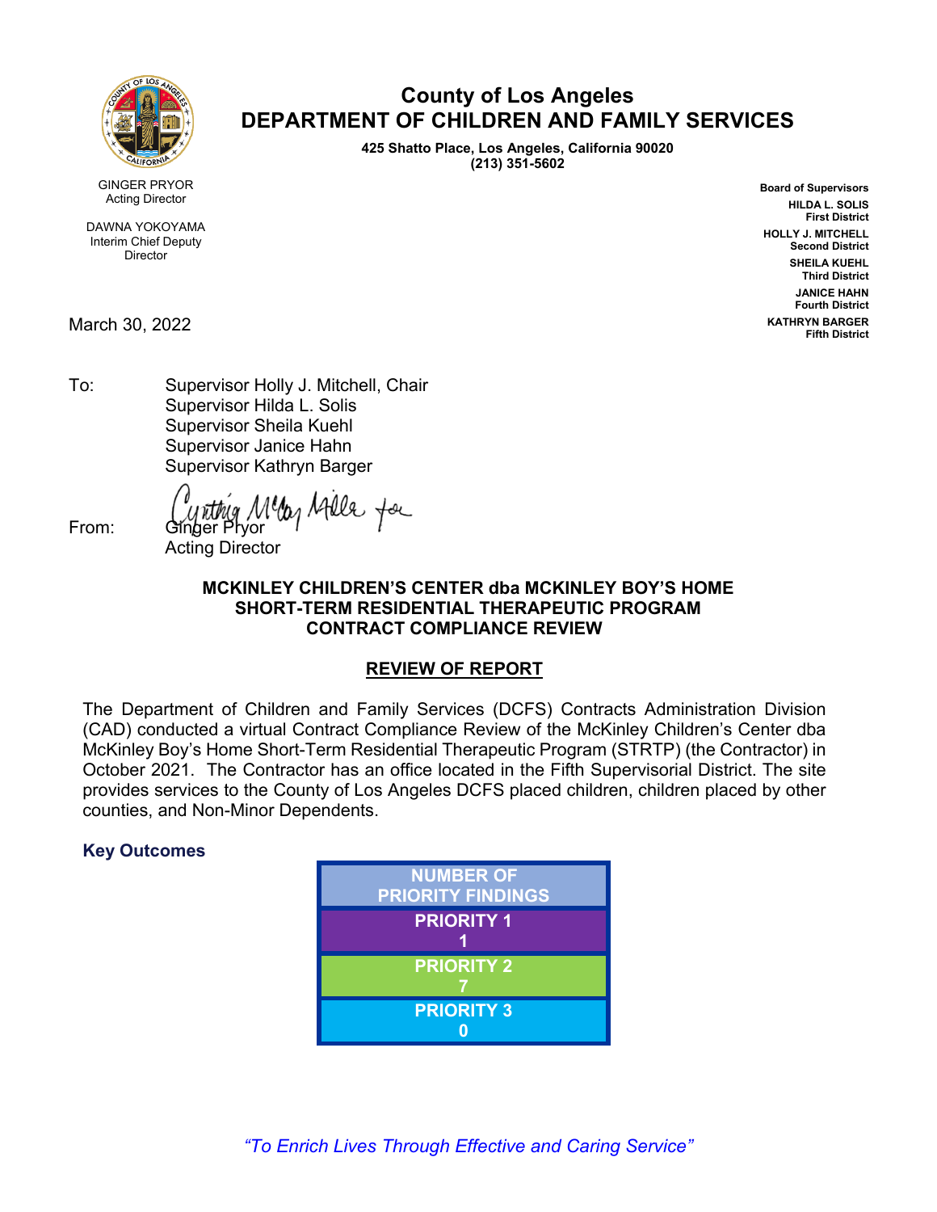# County of Los Angeles
# DEPARTMENT OF CHILDREN AND FAMILY SERVICES

**425 Shatto Place, Los Angeles, California 90020**
**(213) 351-5602**

GINGER PRYOR
Acting Director

DAWNA YOKOYAMA
Interim Chief Deputy Director

**Board of Supervisors**
**HILDA L. SOLIS**
**First District**
**HOLLY J. MITCHELL**
**Second District**
**SHEILA KUEHL**
**Third District**
**JANICE HAHN**
**Fourth District**
**KATHRYN BARGER**
**Fifth District**

March 30, 2022

To: Supervisor Holly J. Mitchell, Chair
Supervisor Hilda L. Solis
Supervisor Sheila Kuehl
Supervisor Janice Hahn
Supervisor Kathryn Barger

From: Ginger Pryor
Acting Director

**MCKINLEY CHILDREN'S CENTER dba MCKINLEY BOY'S HOME**
**SHORT-TERM RESIDENTIAL THERAPEUTIC PROGRAM**
**CONTRACT COMPLIANCE REVIEW**

**REVIEW OF REPORT**

The Department of Children and Family Services (DCFS) Contracts Administration Division (CAD) conducted a virtual Contract Compliance Review of the McKinley Children's Center dba McKinley Boy's Home Short-Term Residential Therapeutic Program (STRTP) (the Contractor) in October 2021. The Contractor has an office located in the Fifth Supervisorial District. The site provides services to the County of Los Angeles DCFS placed children, children placed by other counties, and Non-Minor Dependents.

### Key Outcomes

| NUMBER OF PRIORITY FINDINGS |
|---|
| PRIORITY 1<br>1 |
| PRIORITY 2<br>7 |
| PRIORITY 3<br>0 |

*"To Enrich Lives Through Effective and Caring Service"*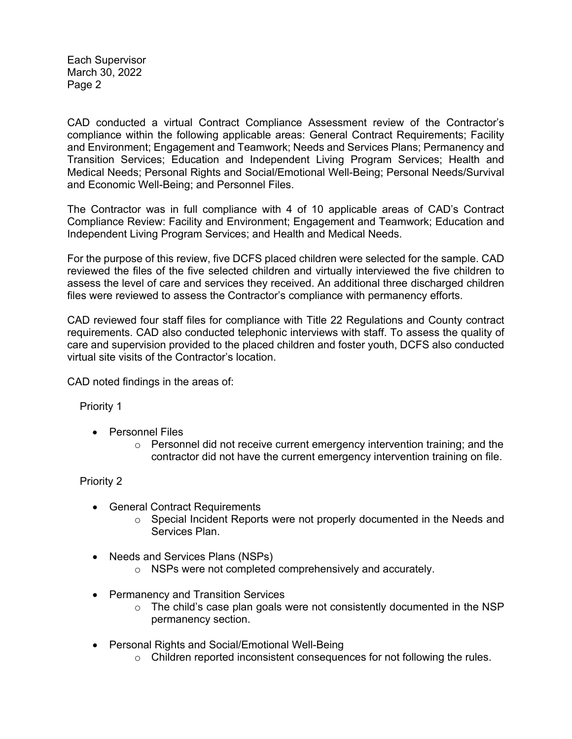CAD conducted a virtual Contract Compliance Assessment review of the Contractor's compliance within the following applicable areas: General Contract Requirements; Facility and Environment; Engagement and Teamwork; Needs and Services Plans; Permanency and Transition Services; Education and Independent Living Program Services; Health and Medical Needs; Personal Rights and Social/Emotional Well-Being; Personal Needs/Survival and Economic Well-Being; and Personnel Files.

The Contractor was in full compliance with 4 of 10 applicable areas of CAD's Contract Compliance Review: Facility and Environment; Engagement and Teamwork; Education and Independent Living Program Services; and Health and Medical Needs.

For the purpose of this review, five DCFS placed children were selected for the sample. CAD reviewed the files of the five selected children and virtually interviewed the five children to assess the level of care and services they received. An additional three discharged children files were reviewed to assess the Contractor's compliance with permanency efforts.

CAD reviewed four staff files for compliance with Title 22 Regulations and County contract requirements. CAD also conducted telephonic interviews with staff. To assess the quality of care and supervision provided to the placed children and foster youth, DCFS also conducted virtual site visits of the Contractor's location.

CAD noted findings in the areas of:

Priority 1

- Personnel Files
  - Personnel did not receive current emergency intervention training; and the contractor did not have the current emergency intervention training on file.

Priority 2

- General Contract Requirements
  - Special Incident Reports were not properly documented in the Needs and Services Plan.
- Needs and Services Plans (NSPs)
  - NSPs were not completed comprehensively and accurately.
- Permanency and Transition Services
  - The child's case plan goals were not consistently documented in the NSP permanency section.
- Personal Rights and Social/Emotional Well-Being
  - Children reported inconsistent consequences for not following the rules.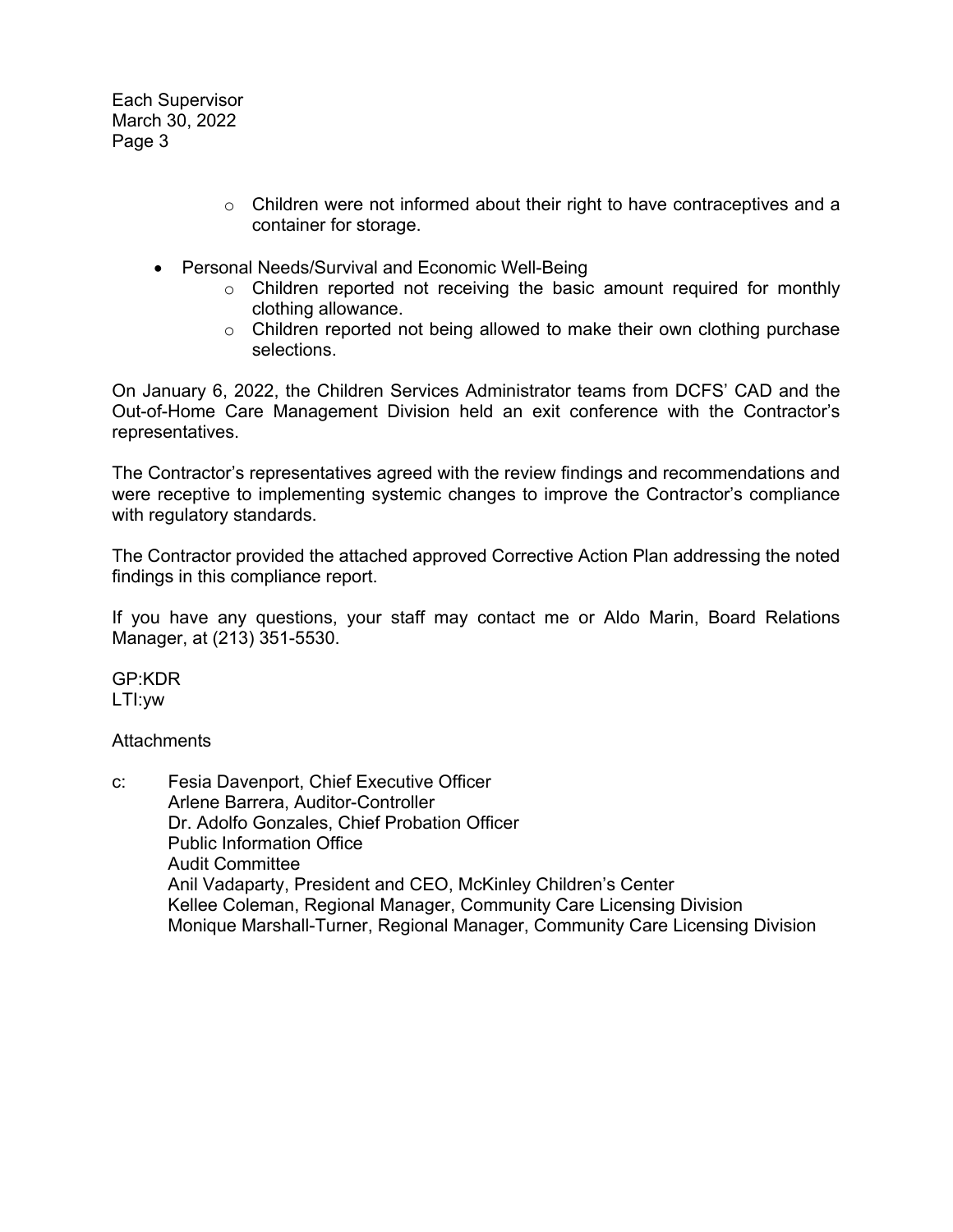- Children were not informed about their right to have contraceptives and a container for storage.

- Personal Needs/Survival and Economic Well-Being
  - Children reported not receiving the basic amount required for monthly clothing allowance.
  - Children reported not being allowed to make their own clothing purchase selections.

On January 6, 2022, the Children Services Administrator teams from DCFS' CAD and the Out-of-Home Care Management Division held an exit conference with the Contractor's representatives.

The Contractor's representatives agreed with the review findings and recommendations and were receptive to implementing systemic changes to improve the Contractor's compliance with regulatory standards.

The Contractor provided the attached approved Corrective Action Plan addressing the noted findings in this compliance report.

If you have any questions, your staff may contact me or Aldo Marin, Board Relations Manager, at (213) 351-5530.

GP:KDR
LTI:yw

Attachments

c: Fesia Davenport, Chief Executive Officer
Arlene Barrera, Auditor-Controller
Dr. Adolfo Gonzales, Chief Probation Officer
Public Information Office
Audit Committee
Anil Vadaparty, President and CEO, McKinley Children's Center
Kellee Coleman, Regional Manager, Community Care Licensing Division
Monique Marshall-Turner, Regional Manager, Community Care Licensing Division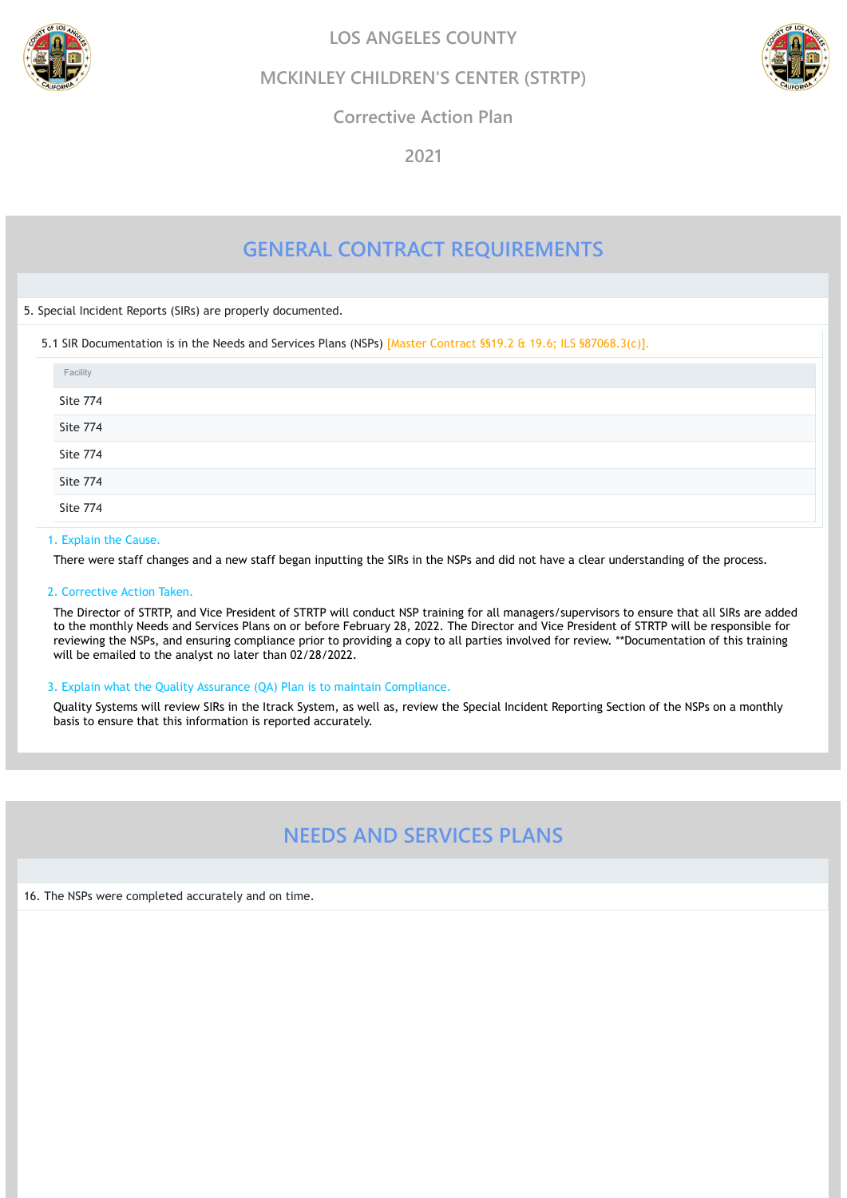# LOS ANGELES COUNTY

## MCKINLEY CHILDREN'S CENTER (STRTP)

### Corrective Action Plan

### 2021

## GENERAL CONTRACT REQUIREMENTS

5. Special Incident Reports (SIRs) are properly documented.

5.1 SIR Documentation is in the Needs and Services Plans (NSPs) [Master Contract §§19.2 & 19.6; ILS §87068.3(c)].

| Facility |
|---|
| Site 774 |
| Site 774 |
| Site 774 |
| Site 774 |
| Site 774 |

1. Explain the Cause.

There were staff changes and a new staff began inputting the SIRs in the NSPs and did not have a clear understanding of the process.

2. Corrective Action Taken.

The Director of STRTP, and Vice President of STRTP will conduct NSP training for all managers/supervisors to ensure that all SIRs are added to the monthly Needs and Services Plans on or before February 28, 2022. The Director and Vice President of STRTP will be responsible for reviewing the NSPs, and ensuring compliance prior to providing a copy to all parties involved for review. **Documentation of this training will be emailed to the analyst no later than 02/28/2022.

3. Explain what the Quality Assurance (QA) Plan is to maintain Compliance.

Quality Systems will review SIRs in the Itrack System, as well as, review the Special Incident Reporting Section of the NSPs on a monthly basis to ensure that this information is reported accurately.

## NEEDS AND SERVICES PLANS

16. The NSPs were completed accurately and on time.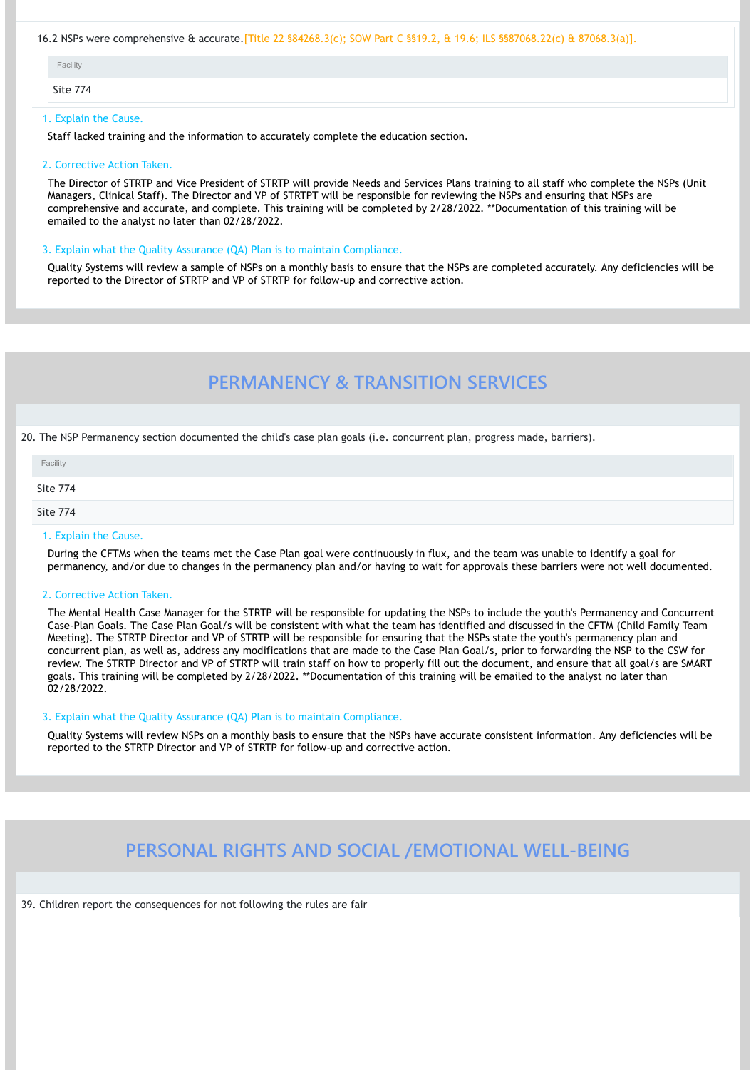16.2 NSPs were comprehensive & accurate. [Title 22 §84268.3(c); SOW Part C §§19.2, & 19.6; ILS §§87068.22(c) & 87068.3(a)].

| Facility |
| --- |
| Site 774 |

1. Explain the Cause.

Staff lacked training and the information to accurately complete the education section.

2. Corrective Action Taken.

The Director of STRTP and Vice President of STRTP will provide Needs and Services Plans training to all staff who complete the NSPs (Unit Managers, Clinical Staff). The Director and VP of STRTPT will be responsible for reviewing the NSPs and ensuring that NSPs are comprehensive and accurate, and complete. This training will be completed by 2/28/2022. **Documentation of this training will be emailed to the analyst no later than 02/28/2022.

3. Explain what the Quality Assurance (QA) Plan is to maintain Compliance.

Quality Systems will review a sample of NSPs on a monthly basis to ensure that the NSPs are completed accurately. Any deficiencies will be reported to the Director of STRTP and VP of STRTP for follow-up and corrective action.

## PERMANENCY & TRANSITION SERVICES

20. The NSP Permanency section documented the child's case plan goals (i.e. concurrent plan, progress made, barriers).

| Facility |
| --- |
| Site 774 |
| Site 774 |

1. Explain the Cause.

During the CFTMs when the teams met the Case Plan goal were continuously in flux, and the team was unable to identify a goal for permanency, and/or due to changes in the permanency plan and/or having to wait for approvals these barriers were not well documented.

2. Corrective Action Taken.

The Mental Health Case Manager for the STRTP will be responsible for updating the NSPs to include the youth's Permanency and Concurrent Case-Plan Goals. The Case Plan Goal/s will be consistent with what the team has identified and discussed in the CFTM (Child Family Team Meeting). The STRTP Director and VP of STRTP will be responsible for ensuring that the NSPs state the youth's permanency plan and concurrent plan, as well as, address any modifications that are made to the Case Plan Goal/s, prior to forwarding the NSP to the CSW for review. The STRTP Director and VP of STRTP will train staff on how to properly fill out the document, and ensure that all goal/s are SMART goals. This training will be completed by 2/28/2022. **Documentation of this training will be emailed to the analyst no later than 02/28/2022.

3. Explain what the Quality Assurance (QA) Plan is to maintain Compliance.

Quality Systems will review NSPs on a monthly basis to ensure that the NSPs have accurate consistent information. Any deficiencies will be reported to the STRTP Director and VP of STRTP for follow-up and corrective action.

## PERSONAL RIGHTS AND SOCIAL /EMOTIONAL WELL-BEING

39. Children report the consequences for not following the rules are fair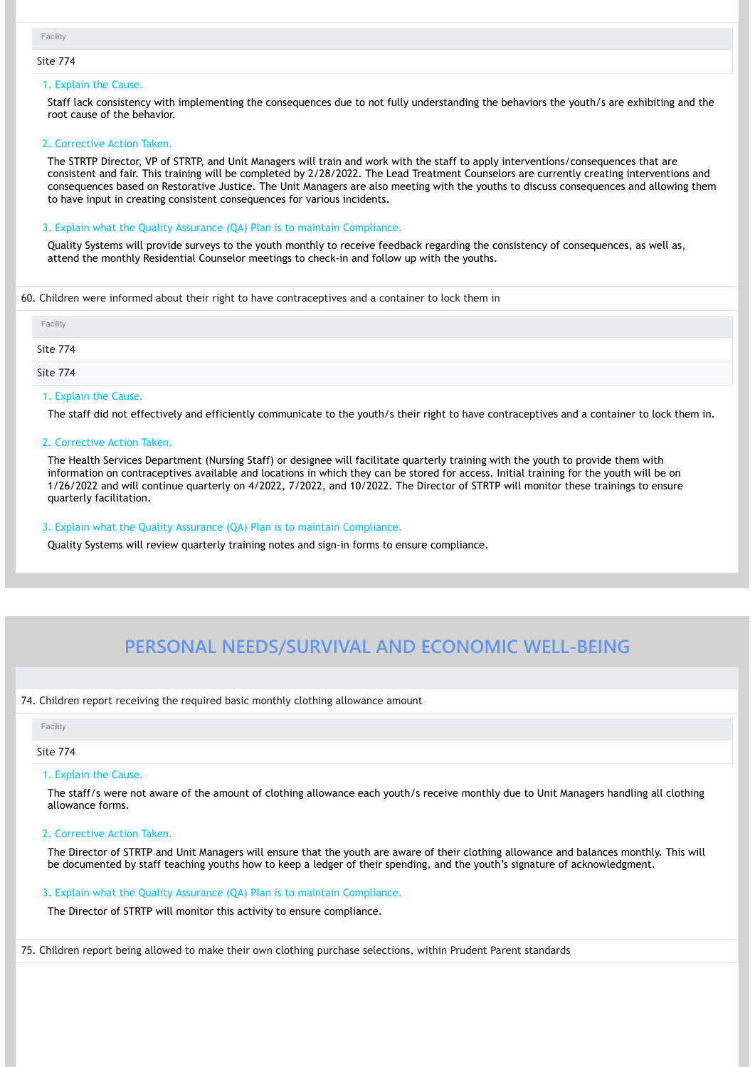Facility

Site 774

1. Explain the Cause.

Staff lack consistency with implementing the consequences due to not fully understanding the behaviors the youth/s are exhibiting and the root cause of the behavior.

2. Corrective Action Taken.

The STRTP Director, VP of STRTP, and Unit Managers will train and work with the staff to apply interventions/consequences that are consistent and fair. This training will be completed by 2/28/2022. The Lead Treatment Counselors are currently creating interventions and consequences based on Restorative Justice. The Unit Managers are also meeting with the youths to discuss consequences and allowing them to have input in creating consistent consequences for various incidents.

3. Explain what the Quality Assurance (QA) Plan is to maintain Compliance.

Quality Systems will provide surveys to the youth monthly to receive feedback regarding the consistency of consequences, as well as, attend the monthly Residential Counselor meetings to check-in and follow up with the youths.

60. Children were informed about their right to have contraceptives and a container to lock them in

Facility

Site 774

Site 774

1. Explain the Cause.

The staff did not effectively and efficiently communicate to the youth/s their right to have contraceptives and a container to lock them in.

2. Corrective Action Taken.

The Health Services Department (Nursing Staff) or designee will facilitate quarterly training with the youth to provide them with information on contraceptives available and locations in which they can be stored for access. Initial training for the youth will be on 1/26/2022 and will continue quarterly on 4/2022, 7/2022, and 10/2022. The Director of STRTP will monitor these trainings to ensure quarterly facilitation.

3. Explain what the Quality Assurance (QA) Plan is to maintain Compliance.

Quality Systems will review quarterly training notes and sign-in forms to ensure compliance.

## PERSONAL NEEDS/SURVIVAL AND ECONOMIC WELL-BEING

74. Children report receiving the required basic monthly clothing allowance amount

Facility

Site 774

1. Explain the Cause.

The staff/s were not aware of the amount of clothing allowance each youth/s receive monthly due to Unit Managers handling all clothing allowance forms.

2. Corrective Action Taken.

The Director of STRTP and Unit Managers will ensure that the youth are aware of their clothing allowance and balances monthly. This will be documented by staff teaching youths how to keep a ledger of their spending, and the youth's signature of acknowledgment.

3. Explain what the Quality Assurance (QA) Plan is to maintain Compliance.

The Director of STRTP will monitor this activity to ensure compliance.

75. Children report being allowed to make their own clothing purchase selections, within Prudent Parent standards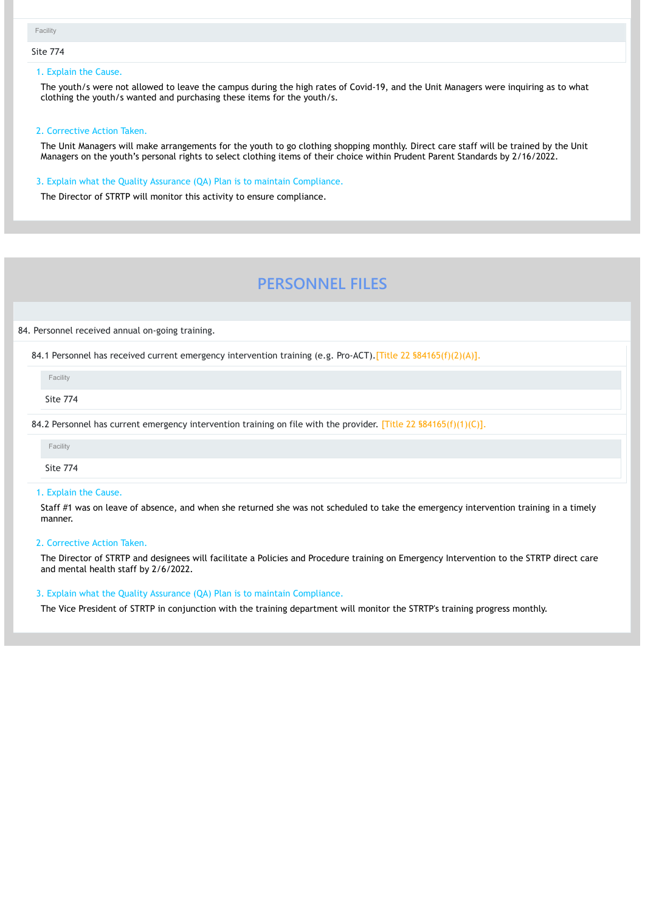Facility

Site 774

1. Explain the Cause.

The youth/s were not allowed to leave the campus during the high rates of Covid-19, and the Unit Managers were inquiring as to what clothing the youth/s wanted and purchasing these items for the youth/s.

2. Corrective Action Taken.

The Unit Managers will make arrangements for the youth to go clothing shopping monthly. Direct care staff will be trained by the Unit Managers on the youth's personal rights to select clothing items of their choice within Prudent Parent Standards by 2/16/2022.

3. Explain what the Quality Assurance (QA) Plan is to maintain Compliance.

The Director of STRTP will monitor this activity to ensure compliance.

## PERSONNEL FILES

84. Personnel received annual on-going training.

84.1 Personnel has received current emergency intervention training (e.g. Pro-ACT).[Title 22 §84165(f)(2)(A)].

Facility

Site 774

84.2 Personnel has current emergency intervention training on file with the provider. [Title 22 §84165(f)(1)(C)].

Facility

Site 774

1. Explain the Cause.

Staff #1 was on leave of absence, and when she returned she was not scheduled to take the emergency intervention training in a timely manner.

2. Corrective Action Taken.

The Director of STRTP and designees will facilitate a Policies and Procedure training on Emergency Intervention to the STRTP direct care and mental health staff by 2/6/2022.

3. Explain what the Quality Assurance (QA) Plan is to maintain Compliance.

The Vice President of STRTP in conjunction with the training department will monitor the STRTP's training progress monthly.